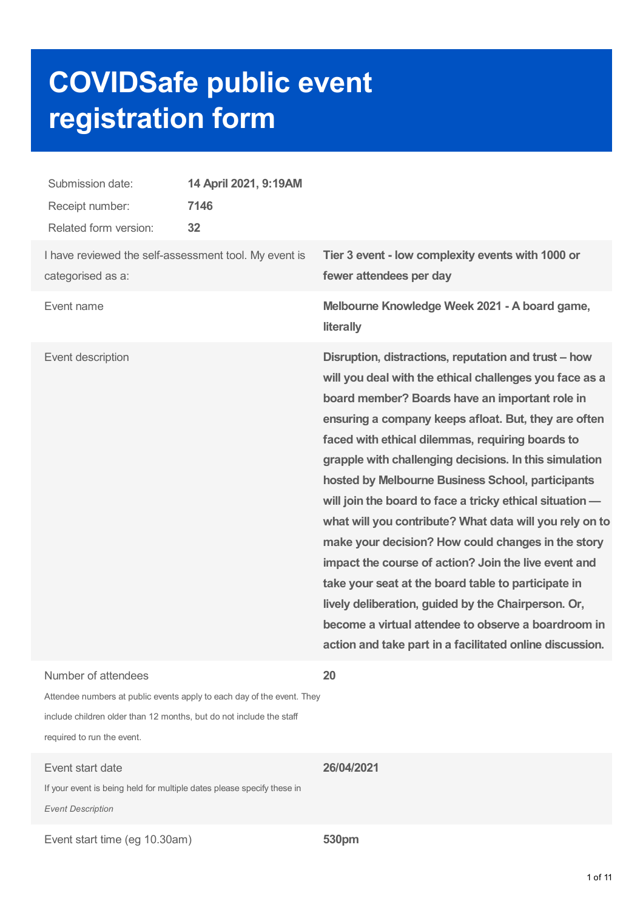# COVIDSafe public event registration form

| | |
|---|---|
| Submission date: | **14 April 2021, 9:19AM** |
| Receipt number: | **7146** |
| Related form version: | **32** |

| | |
|---|---|
| I have reviewed the self-assessment tool. My event is categorised as a: | **Tier 3 event - low complexity events with 1000 or fewer attendees per day** |
| Event name | **Melbourne Knowledge Week 2021 - A board game, literally** |
| Event description | **Disruption, distractions, reputation and trust – how will you deal with the ethical challenges you face as a board member? Boards have an important role in ensuring a company keeps afloat. But, they are often faced with ethical dilemmas, requiring boards to grapple with challenging decisions. In this simulation hosted by Melbourne Business School, participants will join the board to face a tricky ethical situation — what will you contribute? What data will you rely on to make your decision? How could changes in the story impact the course of action? Join the live event and take your seat at the board table to participate in lively deliberation, guided by the Chairperson. Or, become a virtual attendee to observe a boardroom in action and take part in a facilitated online discussion.** |
| Number of attendees<br>Attendee numbers at public events apply to each day of the event. They include children older than 12 months, but do not include the staff required to run the event. | **20** |
| Event start date<br>If your event is being held for multiple dates please specify these in *Event Description* | **26/04/2021** |
| Event start time (eg 10.30am) | **530pm** |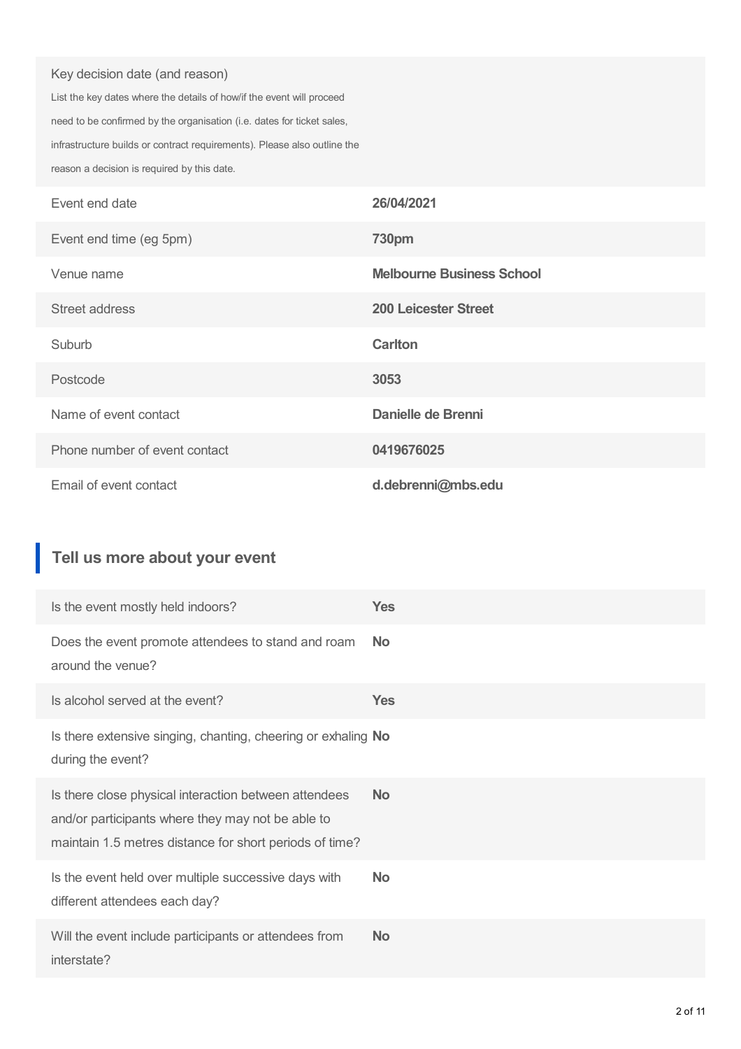| | |
|---|---|
| Key decision date (and reason)<br>List the key dates where the details of how/if the event will proceed need to be confirmed by the organisation (i.e. dates for ticket sales, infrastructure builds or contract requirements). Please also outline the reason a decision is required by this date. | |
| Event end date | **26/04/2021** |
| Event end time (eg 5pm) | **730pm** |
| Venue name | **Melbourne Business School** |
| Street address | **200 Leicester Street** |
| Suburb | **Carlton** |
| Postcode | **3053** |
| Name of event contact | **Danielle de Brenni** |
| Phone number of event contact | **0419676025** |
| Email of event contact | **d.debrenni@mbs.edu** |

## Tell us more about your event

| | |
|---|---|
| Is the event mostly held indoors? | **Yes** |
| Does the event promote attendees to stand and roam around the venue? | **No** |
| Is alcohol served at the event? | **Yes** |
| Is there extensive singing, chanting, cheering or exhaling during the event? | **No** |
| Is there close physical interaction between attendees and/or participants where they may not be able to maintain 1.5 metres distance for short periods of time? | **No** |
| Is the event held over multiple successive days with different attendees each day? | **No** |
| Will the event include participants or attendees from interstate? | **No** |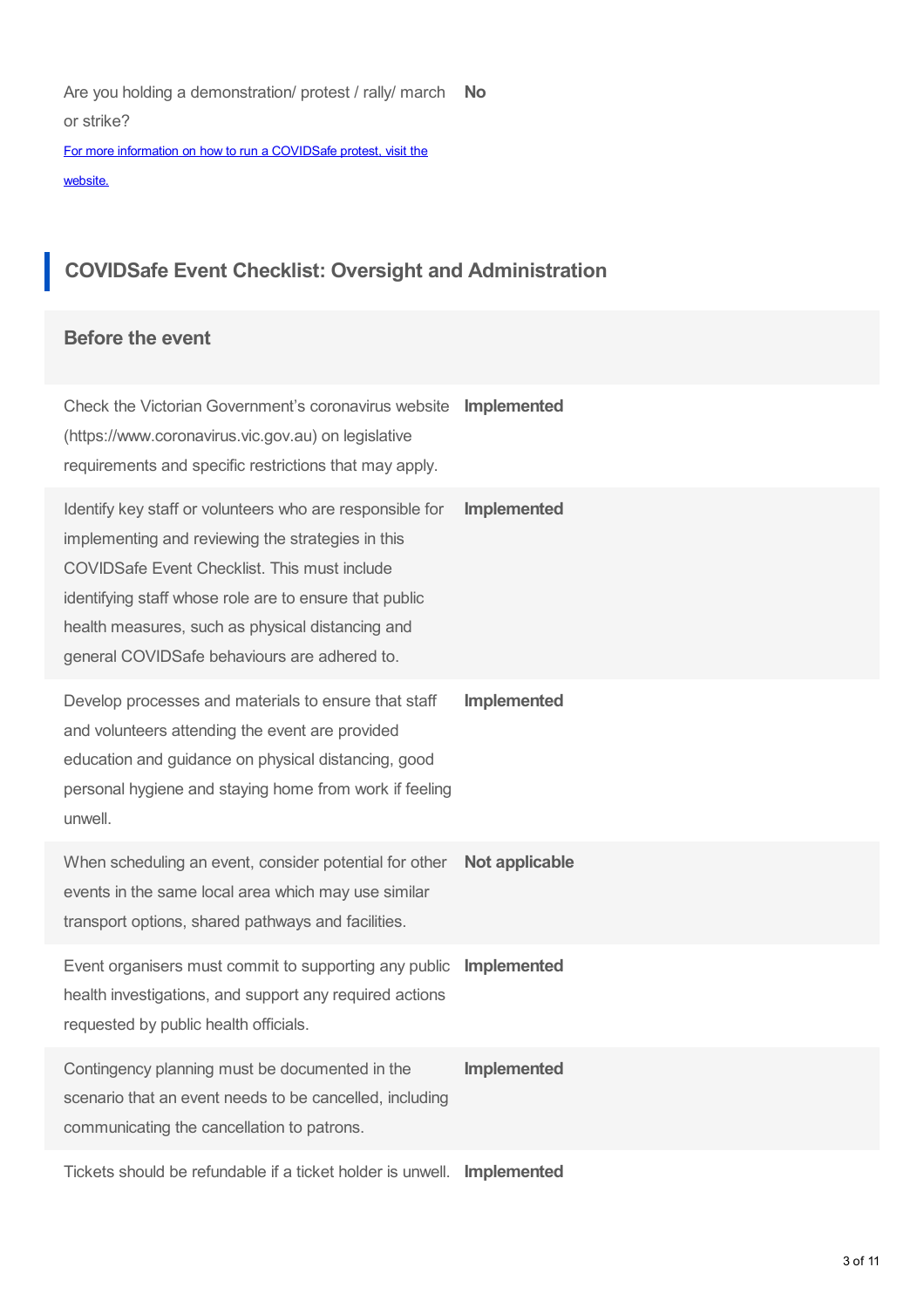Are you holding a demonstration/ protest / rally/ march or strike? **No**

[For more information on how to run a COVIDSafe protest, visit the website.]()

## COVIDSafe Event Checklist: Oversight and Administration

### Before the event

| | |
|---|---|
| Check the Victorian Government's coronavirus website (https://www.coronavirus.vic.gov.au) on legislative requirements and specific restrictions that may apply. | **Implemented** |
| Identify key staff or volunteers who are responsible for implementing and reviewing the strategies in this COVIDSafe Event Checklist. This must include identifying staff whose role are to ensure that public health measures, such as physical distancing and general COVIDSafe behaviours are adhered to. | **Implemented** |
| Develop processes and materials to ensure that staff and volunteers attending the event are provided education and guidance on physical distancing, good personal hygiene and staying home from work if feeling unwell. | **Implemented** |
| When scheduling an event, consider potential for other events in the same local area which may use similar transport options, shared pathways and facilities. | **Not applicable** |
| Event organisers must commit to supporting any public health investigations, and support any required actions requested by public health officials. | **Implemented** |
| Contingency planning must be documented in the scenario that an event needs to be cancelled, including communicating the cancellation to patrons. | **Implemented** |
| Tickets should be refundable if a ticket holder is unwell. | **Implemented** |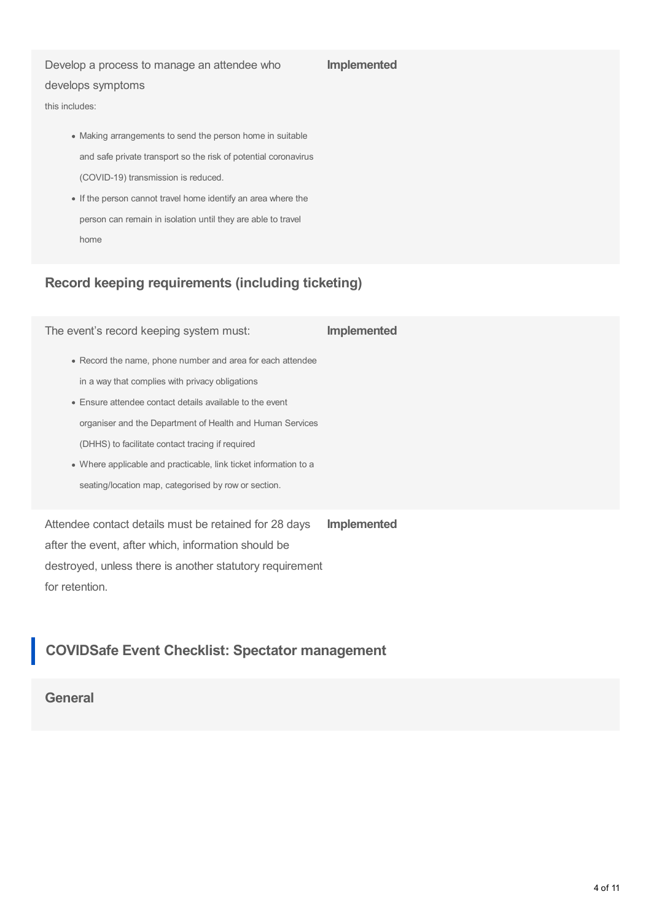| | |
|---|---|
| Develop a process to manage an attendee who develops symptoms<br><br>this includes:<br><br>• Making arrangements to send the person home in suitable and safe private transport so the risk of potential coronavirus (COVID-19) transmission is reduced.<br>• If the person cannot travel home identify an area where the person can remain in isolation until they are able to travel home | **Implemented** |

### Record keeping requirements (including ticketing)

| | |
|---|---|
| The event's record keeping system must:<br><br>• Record the name, phone number and area for each attendee in a way that complies with privacy obligations<br>• Ensure attendee contact details available to the event organiser and the Department of Health and Human Services (DHHS) to facilitate contact tracing if required<br>• Where applicable and practicable, link ticket information to a seating/location map, categorised by row or section. | **Implemented** |
| Attendee contact details must be retained for 28 days after the event, after which, information should be destroyed, unless there is another statutory requirement for retention. | **Implemented** |

## COVIDSafe Event Checklist: Spectator management

### General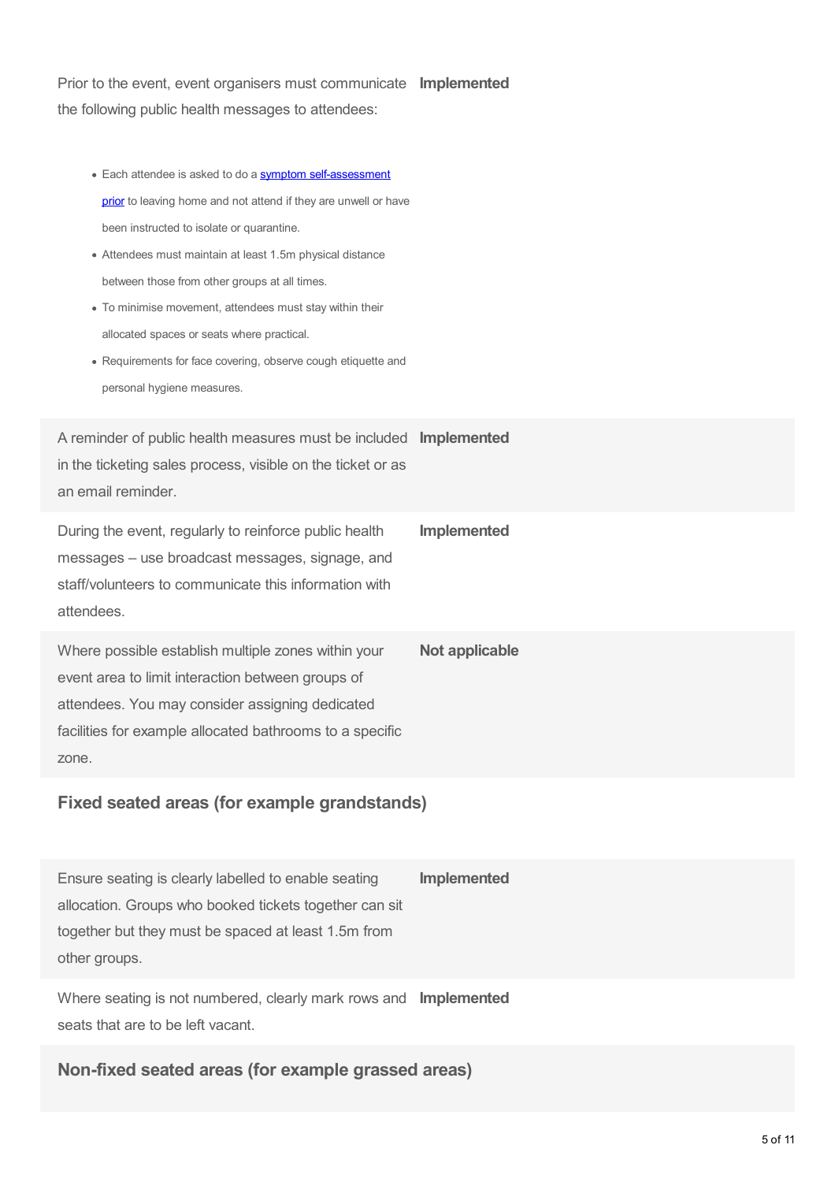| Requirement | Status |
| --- | --- |
| Prior to the event, event organisers must communicate the following public health messages to attendees:<br>• Each attendee is asked to do a [symptom self-assessment prior]() to leaving home and not attend if they are unwell or have been instructed to isolate or quarantine.<br>• Attendees must maintain at least 1.5m physical distance between those from other groups at all times.<br>• To minimise movement, attendees must stay within their allocated spaces or seats where practical.<br>• Requirements for face covering, observe cough etiquette and personal hygiene measures. | **Implemented** |
| A reminder of public health measures must be included in the ticketing sales process, visible on the ticket or as an email reminder. | **Implemented** |
| During the event, regularly to reinforce public health messages – use broadcast messages, signage, and staff/volunteers to communicate this information with attendees. | **Implemented** |
| Where possible establish multiple zones within your event area to limit interaction between groups of attendees. You may consider assigning dedicated facilities for example allocated bathrooms to a specific zone. | **Not applicable** |

### Fixed seated areas (for example grandstands)

| Requirement | Status |
| --- | --- |
| Ensure seating is clearly labelled to enable seating allocation. Groups who booked tickets together can sit together but they must be spaced at least 1.5m from other groups. | **Implemented** |
| Where seating is not numbered, clearly mark rows and seats that are to be left vacant. | **Implemented** |

### Non-fixed seated areas (for example grassed areas)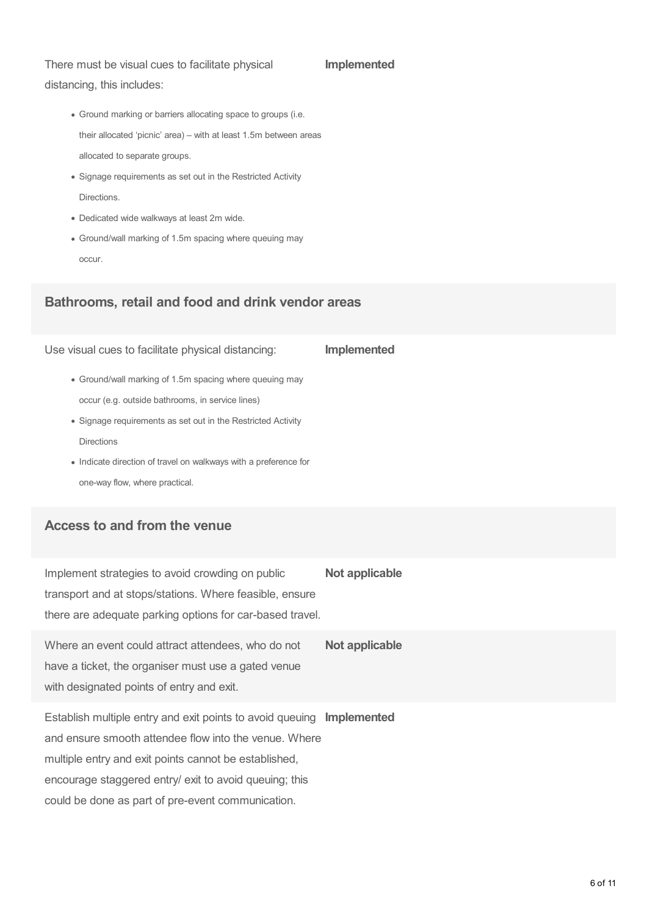There must be visual cues to facilitate physical distancing, this includes: **Implemented**

- Ground marking or barriers allocating space to groups (i.e. their allocated 'picnic' area) – with at least 1.5m between areas allocated to separate groups.
- Signage requirements as set out in the Restricted Activity Directions.
- Dedicated wide walkways at least 2m wide.
- Ground/wall marking of 1.5m spacing where queuing may occur.

## Bathrooms, retail and food and drink vendor areas

Use visual cues to facilitate physical distancing: **Implemented**

- Ground/wall marking of 1.5m spacing where queuing may occur (e.g. outside bathrooms, in service lines)
- Signage requirements as set out in the Restricted Activity Directions
- Indicate direction of travel on walkways with a preference for one-way flow, where practical.

## Access to and from the venue

| Requirement | Status |
| --- | --- |
| Implement strategies to avoid crowding on public transport and at stops/stations. Where feasible, ensure there are adequate parking options for car-based travel. | **Not applicable** |
| Where an event could attract attendees, who do not have a ticket, the organiser must use a gated venue with designated points of entry and exit. | **Not applicable** |
| Establish multiple entry and exit points to avoid queuing and ensure smooth attendee flow into the venue. Where multiple entry and exit points cannot be established, encourage staggered entry/ exit to avoid queuing; this could be done as part of pre-event communication. | **Implemented** |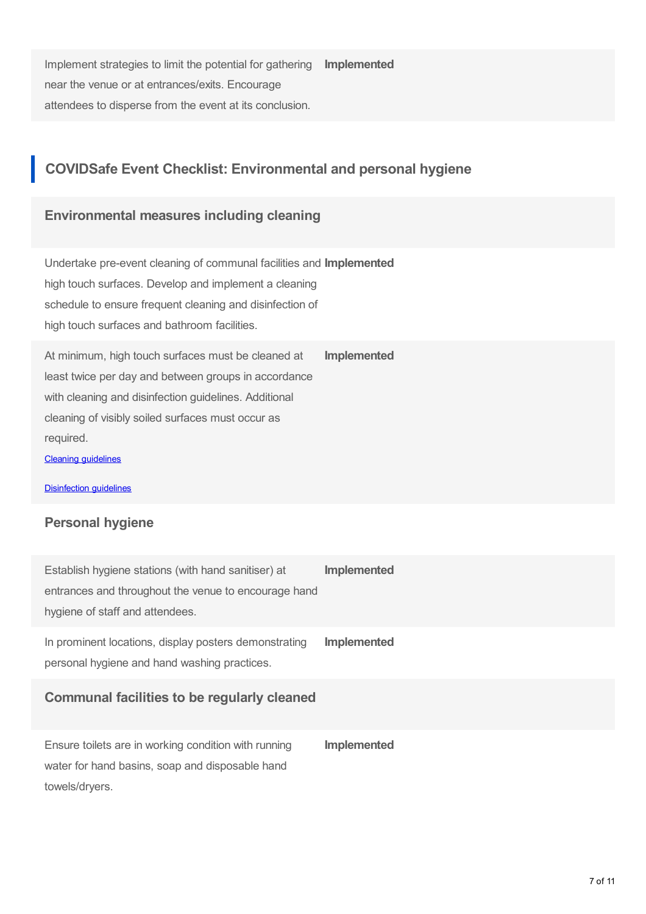| | |
|---|---|
| Implement strategies to limit the potential for gathering near the venue or at entrances/exits. Encourage attendees to disperse from the event at its conclusion. | **Implemented** |

## COVIDSafe Event Checklist: Environmental and personal hygiene

### Environmental measures including cleaning

| | |
|---|---|
| Undertake pre-event cleaning of communal facilities and high touch surfaces. Develop and implement a cleaning schedule to ensure frequent cleaning and disinfection of high touch surfaces and bathroom facilities. | **Implemented** |
| At minimum, high touch surfaces must be cleaned at least twice per day and between groups in accordance with cleaning and disinfection guidelines. Additional cleaning of visibly soiled surfaces must occur as required.<br>Cleaning guidelines<br>Disinfection guidelines | **Implemented** |

### Personal hygiene

| | |
|---|---|
| Establish hygiene stations (with hand sanitiser) at entrances and throughout the venue to encourage hand hygiene of staff and attendees. | **Implemented** |
| In prominent locations, display posters demonstrating personal hygiene and hand washing practices. | **Implemented** |

### Communal facilities to be regularly cleaned

| | |
|---|---|
| Ensure toilets are in working condition with running water for hand basins, soap and disposable hand towels/dryers. | **Implemented** |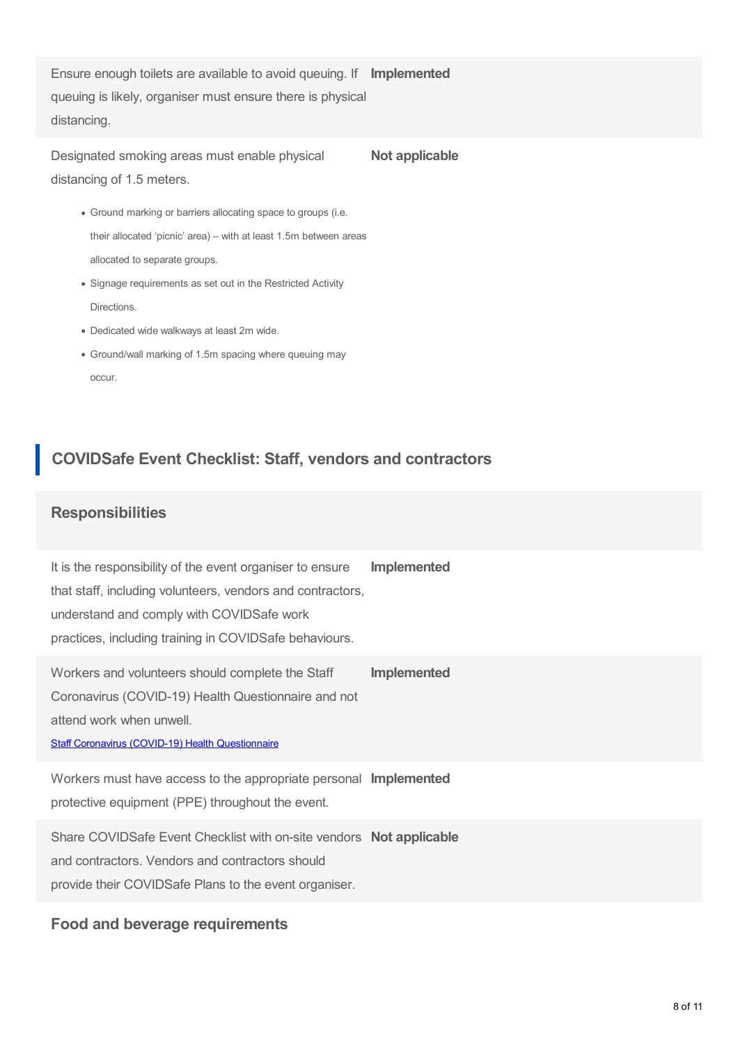| | |
|---|---|
| Ensure enough toilets are available to avoid queuing. If queuing is likely, organiser must ensure there is physical distancing. | **Implemented** |
| Designated smoking areas must enable physical distancing of 1.5 meters. | **Not applicable** |

- Ground marking or barriers allocating space to groups (i.e. their allocated 'picnic' area) – with at least 1.5m between areas allocated to separate groups.
- Signage requirements as set out in the Restricted Activity Directions.
- Dedicated wide walkways at least 2m wide.
- Ground/wall marking of 1.5m spacing where queuing may occur.

## COVIDSafe Event Checklist: Staff, vendors and contractors

### Responsibilities

| | |
|---|---|
| It is the responsibility of the event organiser to ensure that staff, including volunteers, vendors and contractors, understand and comply with COVIDSafe work practices, including training in COVIDSafe behaviours. | **Implemented** |
| Workers and volunteers should complete the Staff Coronavirus (COVID-19) Health Questionnaire and not attend work when unwell. [Staff Coronavirus (COVID-19) Health Questionnaire] | **Implemented** |
| Workers must have access to the appropriate personal protective equipment (PPE) throughout the event. | **Implemented** |
| Share COVIDSafe Event Checklist with on-site vendors and contractors. Vendors and contractors should provide their COVIDSafe Plans to the event organiser. | **Not applicable** |

### Food and beverage requirements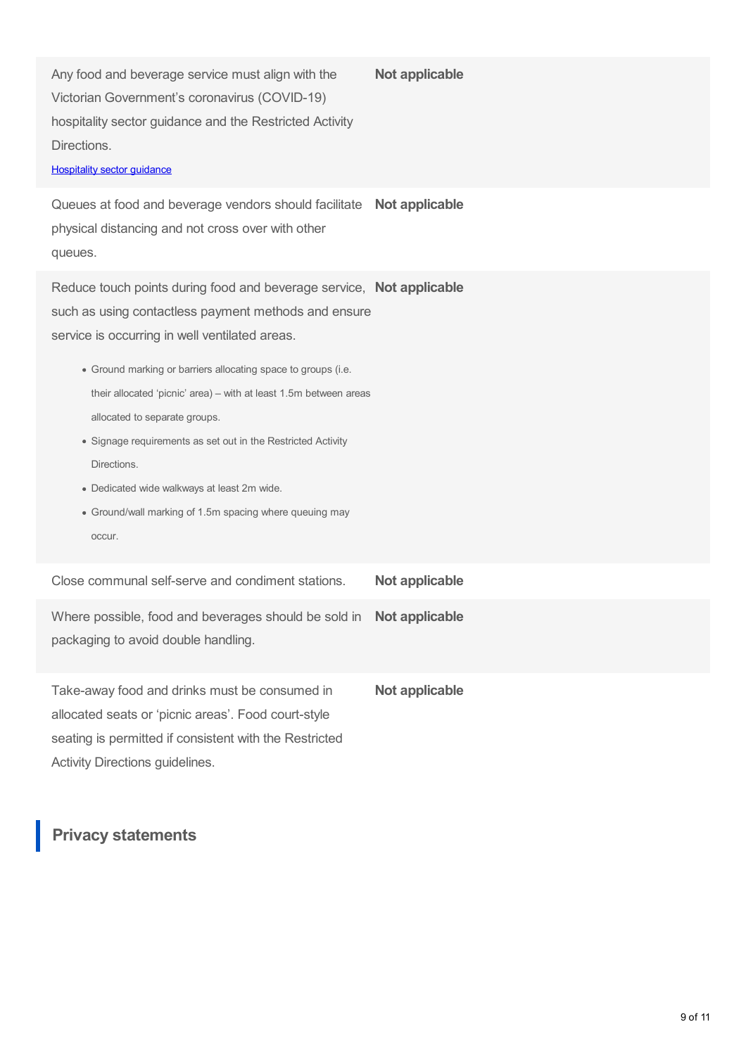| | |
|---|---|
| Any food and beverage service must align with the Victorian Government's coronavirus (COVID-19) hospitality sector guidance and the Restricted Activity Directions. [Hospitality sector guidance] | **Not applicable** |
| Queues at food and beverage vendors should facilitate physical distancing and not cross over with other queues. | **Not applicable** |
| Reduce touch points during food and beverage service, such as using contactless payment methods and ensure service is occurring in well ventilated areas. <br>• Ground marking or barriers allocating space to groups (i.e. their allocated 'picnic' area) – with at least 1.5m between areas allocated to separate groups.<br>• Signage requirements as set out in the Restricted Activity Directions.<br>• Dedicated wide walkways at least 2m wide.<br>• Ground/wall marking of 1.5m spacing where queuing may occur. | **Not applicable** |
| Close communal self-serve and condiment stations. | **Not applicable** |
| Where possible, food and beverages should be sold in packaging to avoid double handling. | **Not applicable** |
| Take-away food and drinks must be consumed in allocated seats or 'picnic areas'. Food court-style seating is permitted if consistent with the Restricted Activity Directions guidelines. | **Not applicable** |

## Privacy statements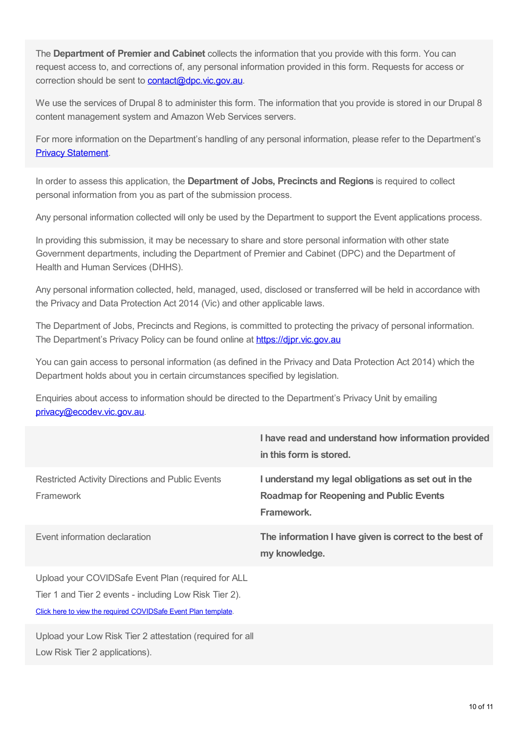The **Department of Premier and Cabinet** collects the information that you provide with this form. You can request access to, and corrections of, any personal information provided in this form. Requests for access or correction should be sent to [contact@dpc.vic.gov.au](mailto:contact@dpc.vic.gov.au).

We use the services of Drupal 8 to administer this form. The information that you provide is stored in our Drupal 8 content management system and Amazon Web Services servers.

For more information on the Department's handling of any personal information, please refer to the Department's [Privacy Statement](#).

In order to assess this application, the **Department of Jobs, Precincts and Regions** is required to collect personal information from you as part of the submission process.

Any personal information collected will only be used by the Department to support the Event applications process.

In providing this submission, it may be necessary to share and store personal information with other state Government departments, including the Department of Premier and Cabinet (DPC) and the Department of Health and Human Services (DHHS).

Any personal information collected, held, managed, used, disclosed or transferred will be held in accordance with the Privacy and Data Protection Act 2014 (Vic) and other applicable laws.

The Department of Jobs, Precincts and Regions, is committed to protecting the privacy of personal information. The Department's Privacy Policy can be found online at [https://djpr.vic.gov.au](https://djpr.vic.gov.au)

You can gain access to personal information (as defined in the Privacy and Data Protection Act 2014) which the Department holds about you in certain circumstances specified by legislation.

Enquiries about access to information should be directed to the Department's Privacy Unit by emailing [privacy@ecodev.vic.gov.au](mailto:privacy@ecodev.vic.gov.au).

| | |
|---|---|
| | **I have read and understand how information provided in this form is stored.** |
| Restricted Activity Directions and Public Events Framework | **I understand my legal obligations as set out in the Roadmap for Reopening and Public Events Framework.** |
| Event information declaration | **The information I have given is correct to the best of my knowledge.** |
| Upload your COVIDSafe Event Plan (required for ALL Tier 1 and Tier 2 events - including Low Risk Tier 2). [Click here to view the required COVIDSafe Event Plan template.](#) | |
| Upload your Low Risk Tier 2 attestation (required for all Low Risk Tier 2 applications). | |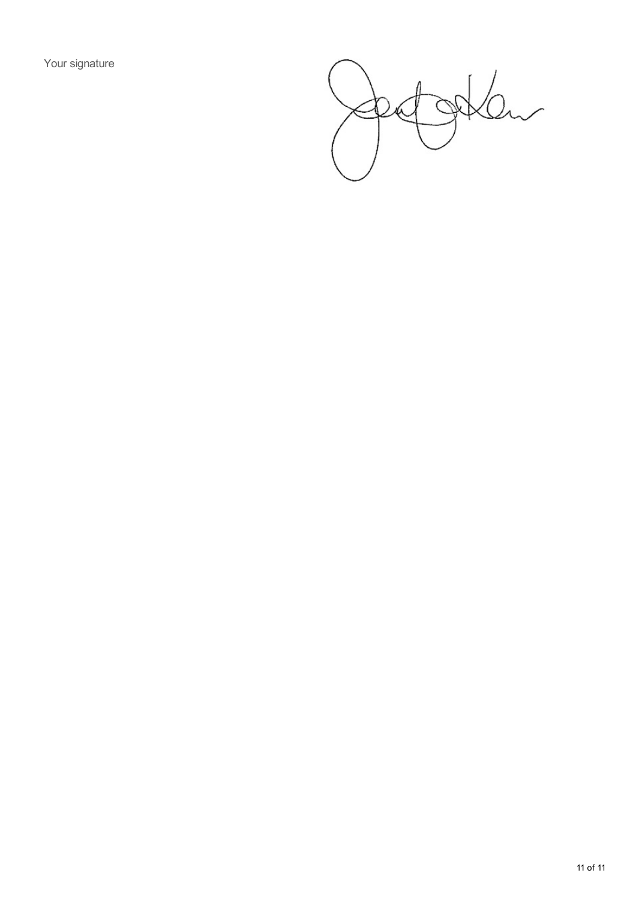Your signature